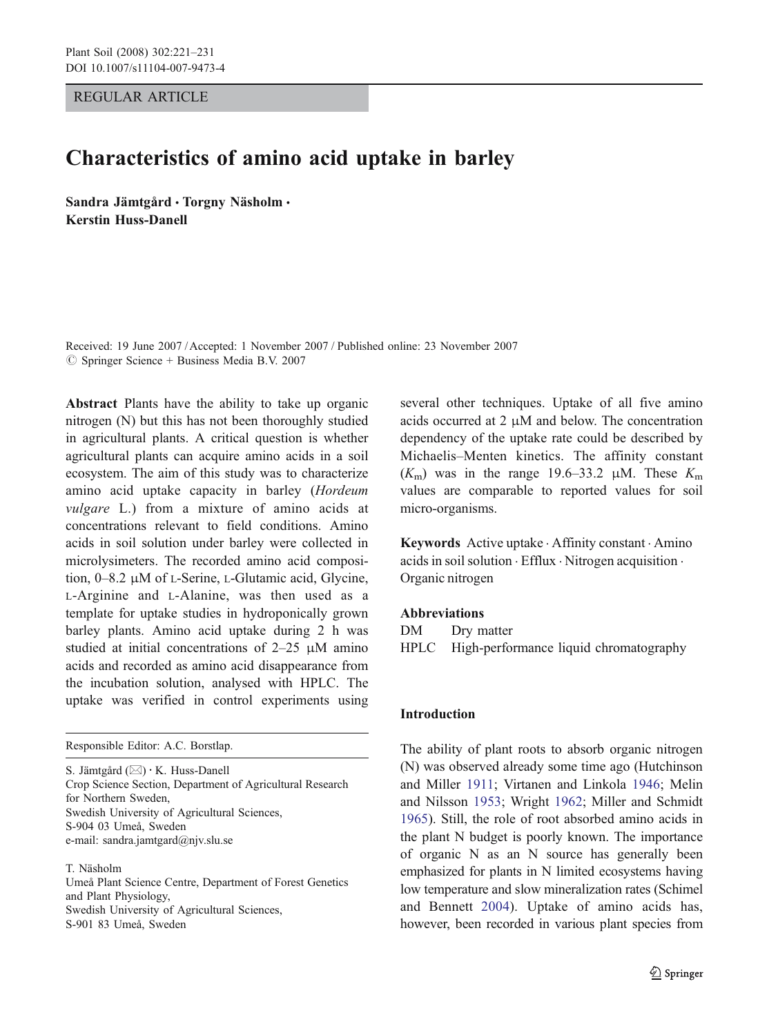REGULAR ARTICLE

# Characteristics of amino acid uptake in barley

**Sandra Jämtgård · Torgny Näsholm · Kerstin Huss-Danell**

Received: 19 June 2007 / Accepted: 1 November 2007 / Published online: 23 November 2007
© Springer Science + Business Media B.V. 2007

**Abstract** Plants have the ability to take up organic nitrogen (N) but this has not been thoroughly studied in agricultural plants. A critical question is whether agricultural plants can acquire amino acids in a soil ecosystem. The aim of this study was to characterize amino acid uptake capacity in barley (*Hordeum vulgare* L.) from a mixture of amino acids at concentrations relevant to field conditions. Amino acids in soil solution under barley were collected in microlysimeters. The recorded amino acid composition, 0–8.2 μM of L-Serine, L-Glutamic acid, Glycine, L-Arginine and L-Alanine, was then used as a template for uptake studies in hydroponically grown barley plants. Amino acid uptake during 2 h was studied at initial concentrations of 2–25 μM amino acids and recorded as amino acid disappearance from the incubation solution, analysed with HPLC. The uptake was verified in control experiments using several other techniques. Uptake of all five amino acids occurred at 2 μM and below. The concentration dependency of the uptake rate could be described by Michaelis–Menten kinetics. The affinity constant ($K_m$) was in the range 19.6–33.2 μM. These $K_m$ values are comparable to reported values for soil micro-organisms.

**Keywords** Active uptake · Affinity constant · Amino acids in soil solution · Efflux · Nitrogen acquisition · Organic nitrogen

**Abbreviations**

DM Dry matter
HPLC High-performance liquid chromatography

Responsible Editor: A.C. Borstlap.

S. Jämtgård (✉) · K. Huss-Danell
Crop Science Section, Department of Agricultural Research for Northern Sweden,
Swedish University of Agricultural Sciences,
S-904 03 Umeå, Sweden
e-mail: sandra.jamtgard@njv.slu.se

T. Näsholm
Umeå Plant Science Centre, Department of Forest Genetics and Plant Physiology,
Swedish University of Agricultural Sciences,
S-901 83 Umeå, Sweden

## Introduction

The ability of plant roots to absorb organic nitrogen (N) was observed already some time ago (Hutchinson and Miller 1911; Virtanen and Linkola 1946; Melin and Nilsson 1953; Wright 1962; Miller and Schmidt 1965). Still, the role of root absorbed amino acids in the plant N budget is poorly known. The importance of organic N as an N source has generally been emphasized for plants in N limited ecosystems having low temperature and slow mineralization rates (Schimel and Bennett 2004). Uptake of amino acids has, however, been recorded in various plant species from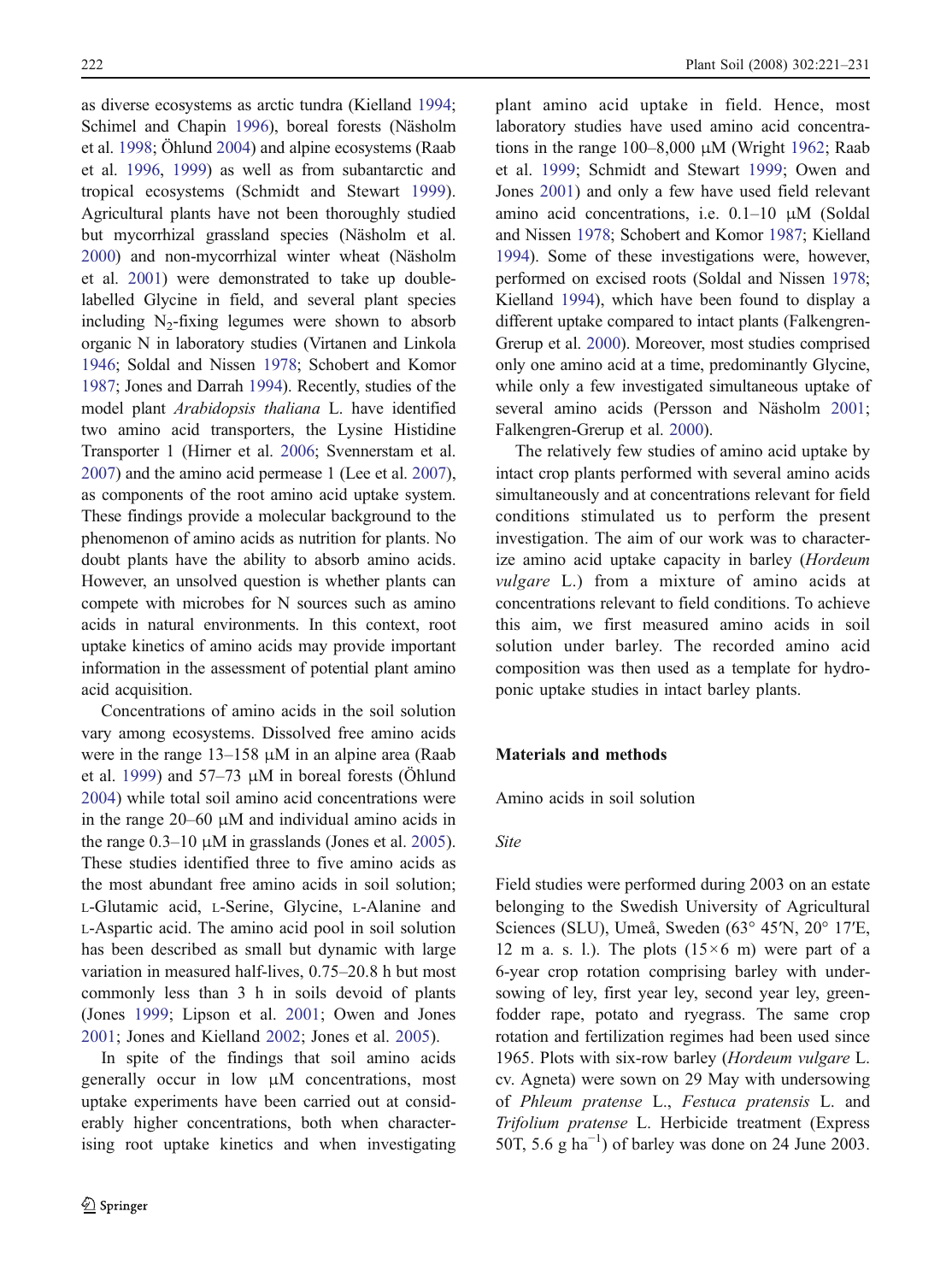as diverse ecosystems as arctic tundra (Kielland 1994; Schimel and Chapin 1996), boreal forests (Näsholm et al. 1998; Öhlund 2004) and alpine ecosystems (Raab et al. 1996, 1999) as well as from subantarctic and tropical ecosystems (Schmidt and Stewart 1999). Agricultural plants have not been thoroughly studied but mycorrhizal grassland species (Näsholm et al. 2000) and non-mycorrhizal winter wheat (Näsholm et al. 2001) were demonstrated to take up double-labelled Glycine in field, and several plant species including $N_2$-fixing legumes were shown to absorb organic N in laboratory studies (Virtanen and Linkola 1946; Soldal and Nissen 1978; Schobert and Komor 1987; Jones and Darrah 1994). Recently, studies of the model plant *Arabidopsis thaliana* L. have identified two amino acid transporters, the Lysine Histidine Transporter 1 (Hirner et al. 2006; Svennerstam et al. 2007) and the amino acid permease 1 (Lee et al. 2007), as components of the root amino acid uptake system. These findings provide a molecular background to the phenomenon of amino acids as nutrition for plants. No doubt plants have the ability to absorb amino acids. However, an unsolved question is whether plants can compete with microbes for N sources such as amino acids in natural environments. In this context, root uptake kinetics of amino acids may provide important information in the assessment of potential plant amino acid acquisition.

Concentrations of amino acids in the soil solution vary among ecosystems. Dissolved free amino acids were in the range 13–158 μM in an alpine area (Raab et al. 1999) and 57–73 μM in boreal forests (Öhlund 2004) while total soil amino acid concentrations were in the range 20–60 μM and individual amino acids in the range 0.3–10 μM in grasslands (Jones et al. 2005). These studies identified three to five amino acids as the most abundant free amino acids in soil solution; L-Glutamic acid, L-Serine, Glycine, L-Alanine and L-Aspartic acid. The amino acid pool in soil solution has been described as small but dynamic with large variation in measured half-lives, 0.75–20.8 h but most commonly less than 3 h in soils devoid of plants (Jones 1999; Lipson et al. 2001; Owen and Jones 2001; Jones and Kielland 2002; Jones et al. 2005).

In spite of the findings that soil amino acids generally occur in low μM concentrations, most uptake experiments have been carried out at considerably higher concentrations, both when characterising root uptake kinetics and when investigating plant amino acid uptake in field. Hence, most laboratory studies have used amino acid concentrations in the range 100–8,000 μM (Wright 1962; Raab et al. 1999; Schmidt and Stewart 1999; Owen and Jones 2001) and only a few have used field relevant amino acid concentrations, i.e. 0.1–10 μM (Soldal and Nissen 1978; Schobert and Komor 1987; Kielland 1994). Some of these investigations were, however, performed on excised roots (Soldal and Nissen 1978; Kielland 1994), which have been found to display a different uptake compared to intact plants (Falkengren-Grerup et al. 2000). Moreover, most studies comprised only one amino acid at a time, predominantly Glycine, while only a few investigated simultaneous uptake of several amino acids (Persson and Näsholm 2001; Falkengren-Grerup et al. 2000).

The relatively few studies of amino acid uptake by intact crop plants performed with several amino acids simultaneously and at concentrations relevant for field conditions stimulated us to perform the present investigation. The aim of our work was to characterize amino acid uptake capacity in barley (*Hordeum vulgare* L.) from a mixture of amino acids at concentrations relevant to field conditions. To achieve this aim, we first measured amino acids in soil solution under barley. The recorded amino acid composition was then used as a template for hydroponic uptake studies in intact barley plants.

## Materials and methods

### Amino acids in soil solution

#### *Site*

Field studies were performed during 2003 on an estate belonging to the Swedish University of Agricultural Sciences (SLU), Umeå, Sweden (63° 45′N, 20° 17′E, 12 m a. s. l.). The plots (15×6 m) were part of a 6-year crop rotation comprising barley with undersowing of ley, first year ley, second year ley, green-fodder rape, potato and ryegrass. The same crop rotation and fertilization regimes had been used since 1965. Plots with six-row barley (*Hordeum vulgare* L. cv. Agneta) were sown on 29 May with undersowing of *Phleum pratense* L., *Festuca pratensis* L. and *Trifolium pratense* L. Herbicide treatment (Express 50T, 5.6 g $ha^{-1}$) of barley was done on 24 June 2003.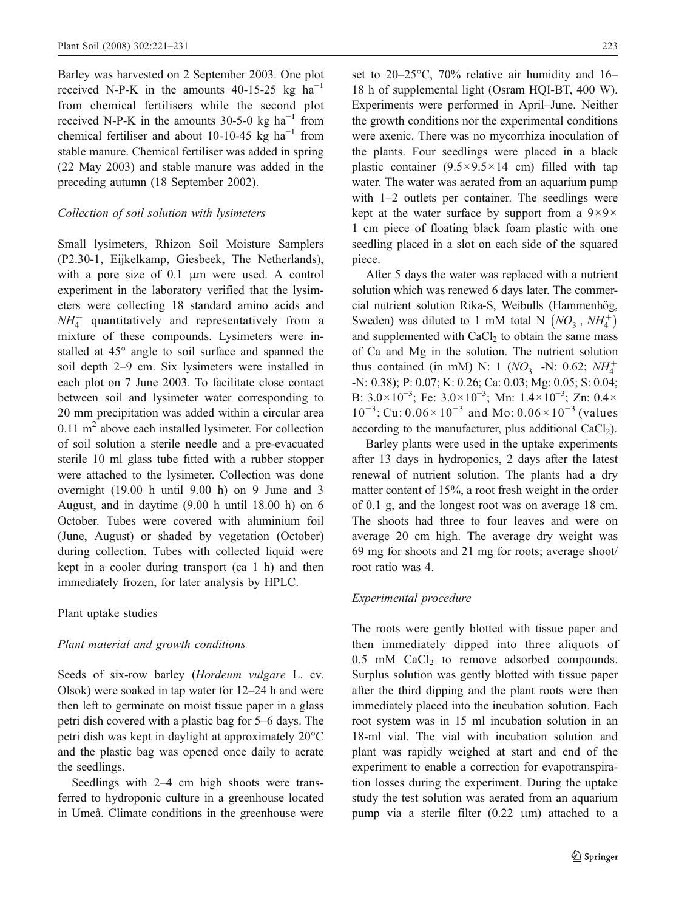Barley was harvested on 2 September 2003. One plot received N-P-K in the amounts 40-15-25 kg ha$^{-1}$ from chemical fertilisers while the second plot received N-P-K in the amounts 30-5-0 kg ha$^{-1}$ from chemical fertiliser and about 10-10-45 kg ha$^{-1}$ from stable manure. Chemical fertiliser was added in spring (22 May 2003) and stable manure was added in the preceding autumn (18 September 2002).

*Collection of soil solution with lysimeters*

Small lysimeters, Rhizon Soil Moisture Samplers (P2.30-1, Eijkelkamp, Giesbeek, The Netherlands), with a pore size of 0.1 μm were used. A control experiment in the laboratory verified that the lysimeters were collecting 18 standard amino acids and $NH_4^+$ quantitatively and representatively from a mixture of these compounds. Lysimeters were installed at 45° angle to soil surface and spanned the soil depth 2–9 cm. Six lysimeters were installed in each plot on 7 June 2003. To facilitate close contact between soil and lysimeter water corresponding to 20 mm precipitation was added within a circular area 0.11 m$^2$ above each installed lysimeter. For collection of soil solution a sterile needle and a pre-evacuated sterile 10 ml glass tube fitted with a rubber stopper were attached to the lysimeter. Collection was done overnight (19.00 h until 9.00 h) on 9 June and 3 August, and in daytime (9.00 h until 18.00 h) on 6 October. Tubes were covered with aluminium foil (June, August) or shaded by vegetation (October) during collection. Tubes with collected liquid were kept in a cooler during transport (ca 1 h) and then immediately frozen, for later analysis by HPLC.

## Plant uptake studies

*Plant material and growth conditions*

Seeds of six-row barley (*Hordeum vulgare* L. cv. Olsok) were soaked in tap water for 12–24 h and were then left to germinate on moist tissue paper in a glass petri dish covered with a plastic bag for 5–6 days. The petri dish was kept in daylight at approximately 20°C and the plastic bag was opened once daily to aerate the seedlings.

Seedlings with 2–4 cm high shoots were transferred to hydroponic culture in a greenhouse located in Umeå. Climate conditions in the greenhouse were set to 20–25°C, 70% relative air humidity and 16–18 h of supplemental light (Osram HQI-BT, 400 W). Experiments were performed in April–June. Neither the growth conditions nor the experimental conditions were axenic. There was no mycorrhiza inoculation of the plants. Four seedlings were placed in a black plastic container (9.5×9.5×14 cm) filled with tap water. The water was aerated from an aquarium pump with 1–2 outlets per container. The seedlings were kept at the water surface by support from a 9×9×1 cm piece of floating black foam plastic with one seedling placed in a slot on each side of the squared piece.

After 5 days the water was replaced with a nutrient solution which was renewed 6 days later. The commercial nutrient solution Rika-S, Weibulls (Hammenhög, Sweden) was diluted to 1 mM total N $\left(NO_3^-, NH_4^+\right)$ and supplemented with $CaCl_2$ to obtain the same mass of Ca and Mg in the solution. The nutrient solution thus contained (in mM) N: 1 ($NO_3^-$ -N: 0.62; $NH_4^+$ -N: 0.38); P: 0.07; K: 0.26; Ca: 0.03; Mg: 0.05; S: 0.04; B: $3.0\times10^{-3}$; Fe: $3.0\times10^{-3}$; Mn: $1.4\times10^{-3}$; Zn: $0.4\times10^{-3}$; Cu: $0.06\times10^{-3}$ and Mo: $0.06\times10^{-3}$ (values according to the manufacturer, plus additional $CaCl_2$).

Barley plants were used in the uptake experiments after 13 days in hydroponics, 2 days after the latest renewal of nutrient solution. The plants had a dry matter content of 15%, a root fresh weight in the order of 0.1 g, and the longest root was on average 18 cm. The shoots had three to four leaves and were on average 20 cm high. The average dry weight was 69 mg for shoots and 21 mg for roots; average shoot/root ratio was 4.

*Experimental procedure*

The roots were gently blotted with tissue paper and then immediately dipped into three aliquots of 0.5 mM $CaCl_2$ to remove adsorbed compounds. Surplus solution was gently blotted with tissue paper after the third dipping and the plant roots were then immediately placed into the incubation solution. Each root system was in 15 ml incubation solution in an 18-ml vial. The vial with incubation solution and plant was rapidly weighed at start and end of the experiment to enable a correction for evapotranspiration losses during the experiment. During the uptake study the test solution was aerated from an aquarium pump via a sterile filter (0.22 μm) attached to a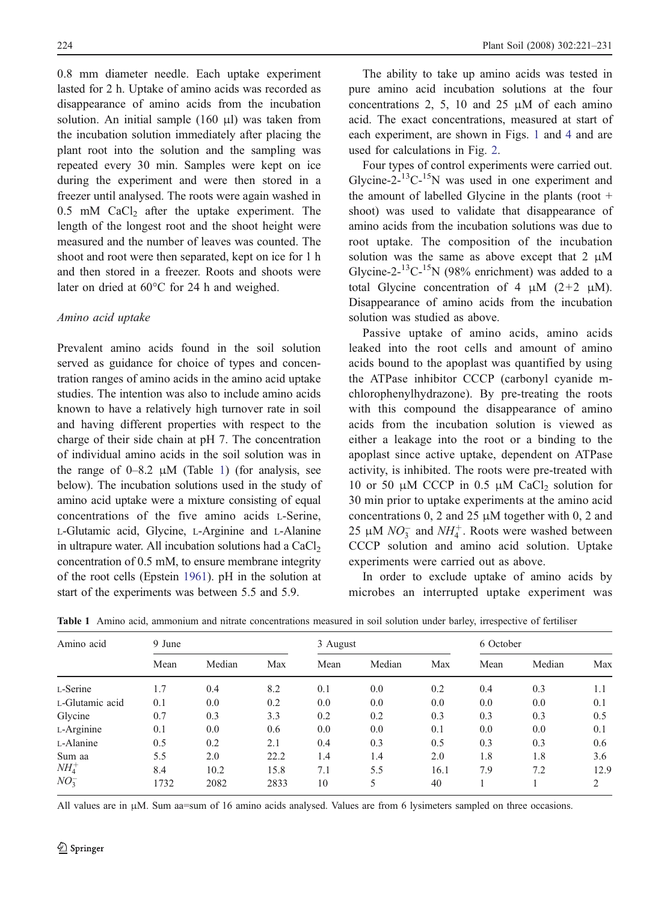0.8 mm diameter needle. Each uptake experiment lasted for 2 h. Uptake of amino acids was recorded as disappearance of amino acids from the incubation solution. An initial sample (160 μl) was taken from the incubation solution immediately after placing the plant root into the solution and the sampling was repeated every 30 min. Samples were kept on ice during the experiment and were then stored in a freezer until analysed. The roots were again washed in 0.5 mM $CaCl_2$ after the uptake experiment. The length of the longest root and the shoot height were measured and the number of leaves was counted. The shoot and root were then separated, kept on ice for 1 h and then stored in a freezer. Roots and shoots were later on dried at 60°C for 24 h and weighed.

*Amino acid uptake*

Prevalent amino acids found in the soil solution served as guidance for choice of types and concentration ranges of amino acids in the amino acid uptake studies. The intention was also to include amino acids known to have a relatively high turnover rate in soil and having different properties with respect to the charge of their side chain at pH 7. The concentration of individual amino acids in the soil solution was in the range of 0–8.2 μM (Table 1) (for analysis, see below). The incubation solutions used in the study of amino acid uptake were a mixture consisting of equal concentrations of the five amino acids L-Serine, L-Glutamic acid, Glycine, L-Arginine and L-Alanine in ultrapure water. All incubation solutions had a $CaCl_2$ concentration of 0.5 mM, to ensure membrane integrity of the root cells (Epstein 1961). pH in the solution at start of the experiments was between 5.5 and 5.9.

The ability to take up amino acids was tested in pure amino acid incubation solutions at the four concentrations 2, 5, 10 and 25 μM of each amino acid. The exact concentrations, measured at start of each experiment, are shown in Figs. 1 and 4 and are used for calculations in Fig. 2.

Four types of control experiments were carried out. Glycine-2-$^{13}$C-$^{15}$N was used in one experiment and the amount of labelled Glycine in the plants (root + shoot) was used to validate that disappearance of amino acids from the incubation solutions was due to root uptake. The composition of the incubation solution was the same as above except that 2 μM Glycine-2-$^{13}$C-$^{15}$N (98% enrichment) was added to a total Glycine concentration of 4 μM (2+2 μM). Disappearance of amino acids from the incubation solution was studied as above.

Passive uptake of amino acids, amino acids leaked into the root cells and amount of amino acids bound to the apoplast was quantified by using the ATPase inhibitor CCCP (carbonyl cyanide m-chlorophenylhydrazone). By pre-treating the roots with this compound the disappearance of amino acids from the incubation solution is viewed as either a leakage into the root or a binding to the apoplast since active uptake, dependent on ATPase activity, is inhibited. The roots were pre-treated with 10 or 50 μM CCCP in 0.5 μM $CaCl_2$ solution for 30 min prior to uptake experiments at the amino acid concentrations 0, 2 and 25 μM together with 0, 2 and 25 μM $NO_3^-$ and $NH_4^+$. Roots were washed between CCCP solution and amino acid solution. Uptake experiments were carried out as above.

In order to exclude uptake of amino acids by microbes an interrupted uptake experiment was

**Table 1** Amino acid, ammonium and nitrate concentrations measured in soil solution under barley, irrespective of fertiliser

| Amino acid | 9 June | | | 3 August | | | 6 October | | |
|---|---|---|---|---|---|---|---|---|---|
| | Mean | Median | Max | Mean | Median | Max | Mean | Median | Max |
| L-Serine | 1.7 | 0.4 | 8.2 | 0.1 | 0.0 | 0.2 | 0.4 | 0.3 | 1.1 |
| L-Glutamic acid | 0.1 | 0.0 | 0.2 | 0.0 | 0.0 | 0.0 | 0.0 | 0.0 | 0.1 |
| Glycine | 0.7 | 0.3 | 3.3 | 0.2 | 0.2 | 0.3 | 0.3 | 0.3 | 0.5 |
| L-Arginine | 0.1 | 0.0 | 0.6 | 0.0 | 0.0 | 0.1 | 0.0 | 0.0 | 0.1 |
| L-Alanine | 0.5 | 0.2 | 2.1 | 0.4 | 0.3 | 0.5 | 0.3 | 0.3 | 0.6 |
| Sum aa | 5.5 | 2.0 | 22.2 | 1.4 | 1.4 | 2.0 | 1.8 | 1.8 | 3.6 |
| $NH_4^+$ | 8.4 | 10.2 | 15.8 | 7.1 | 5.5 | 16.1 | 7.9 | 7.2 | 12.9 |
| $NO_3^-$ | 1732 | 2082 | 2833 | 10 | 5 | 40 | 1 | 1 | 2 |

All values are in μM. Sum aa=sum of 16 amino acids analysed. Values are from 6 lysimeters sampled on three occasions.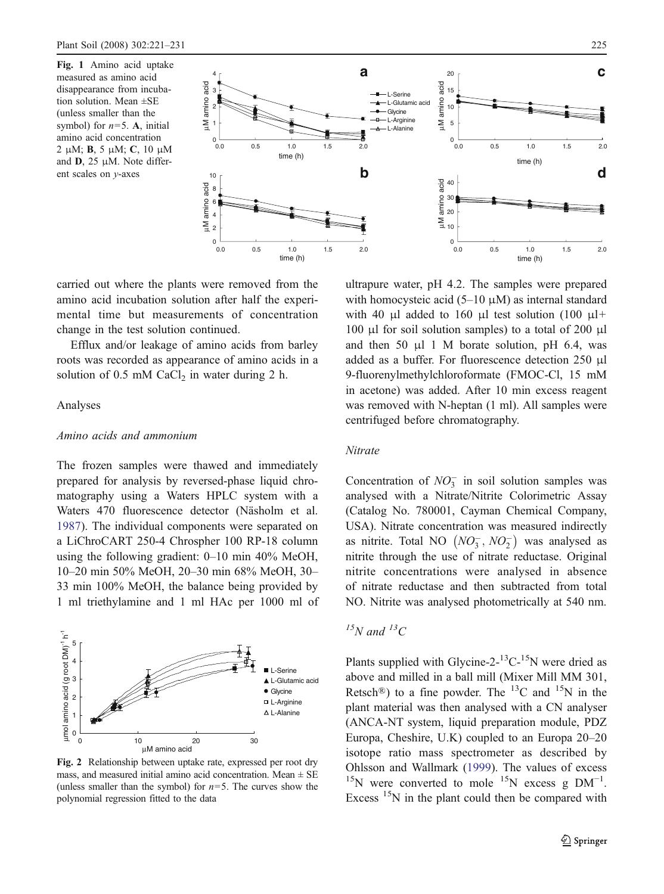Fig. 1 Amino acid uptake measured as amino acid disappearance from incubation solution. Mean ±SE (unless smaller than the symbol) for $n$=5. **A**, initial amino acid concentration 2 μM; **B**, 5 μM; **C**, 10 μM and **D**, 25 μM. Note different scales on $y$-axes

carried out where the plants were removed from the amino acid incubation solution after half the experimental time but measurements of concentration change in the test solution continued.

Efflux and/or leakage of amino acids from barley roots was recorded as appearance of amino acids in a solution of 0.5 mM $CaCl_2$ in water during 2 h.

## Analyses

### *Amino acids and ammonium*

The frozen samples were thawed and immediately prepared for analysis by reversed-phase liquid chromatography using a Waters HPLC system with a Waters 470 fluorescence detector (Näsholm et al. 1987). The individual components were separated on a LiChroCART 250-4 Chrospher 100 RP-18 column using the following gradient: 0–10 min 40% MeOH, 10–20 min 50% MeOH, 20–30 min 68% MeOH, 30–33 min 100% MeOH, the balance being provided by 1 ml triethylamine and 1 ml HAc per 1000 ml of ultrapure water, pH 4.2. The samples were prepared with homocysteic acid (5–10 μM) as internal standard with 40 μl added to 160 μl test solution (100 μl+100 μl for soil solution samples) to a total of 200 μl and then 50 μl 1 M borate solution, pH 6.4, was added as a buffer. For fluorescence detection 250 μl 9-fluorenylmethylchloroformate (FMOC-Cl, 15 mM in acetone) was added. After 10 min excess reagent was removed with N-heptan (1 ml). All samples were centrifuged before chromatography.

Fig. 2 Relationship between uptake rate, expressed per root dry mass, and measured initial amino acid concentration. Mean ± SE (unless smaller than the symbol) for $n$=5. The curves show the polynomial regression fitted to the data

### *Nitrate*

Concentration of $NO_3^-$ in soil solution samples was analysed with a Nitrate/Nitrite Colorimetric Assay (Catalog No. 780001, Cayman Chemical Company, USA). Nitrate concentration was measured indirectly as nitrite. Total NO $\left(NO_3^-, NO_2^-\right)$ was analysed as nitrite through the use of nitrate reductase. Original nitrite concentrations were analysed in absence of nitrate reductase and then subtracted from total NO. Nitrite was analysed photometrically at 540 nm.

### *$^{15}N$ and $^{13}C$*

Plants supplied with Glycine-2-$^{13}$C-$^{15}$N were dried as above and milled in a ball mill (Mixer Mill MM 301, Retsch®) to a fine powder. The $^{13}$C and $^{15}$N in the plant material was then analysed with a CN analyser (ANCA-NT system, liquid preparation module, PDZ Europa, Cheshire, U.K) coupled to an Europa 20–20 isotope ratio mass spectrometer as described by Ohlsson and Wallmark (1999). The values of excess $^{15}$N were converted to mole $^{15}$N excess g DM$^{-1}$. Excess $^{15}$N in the plant could then be compared with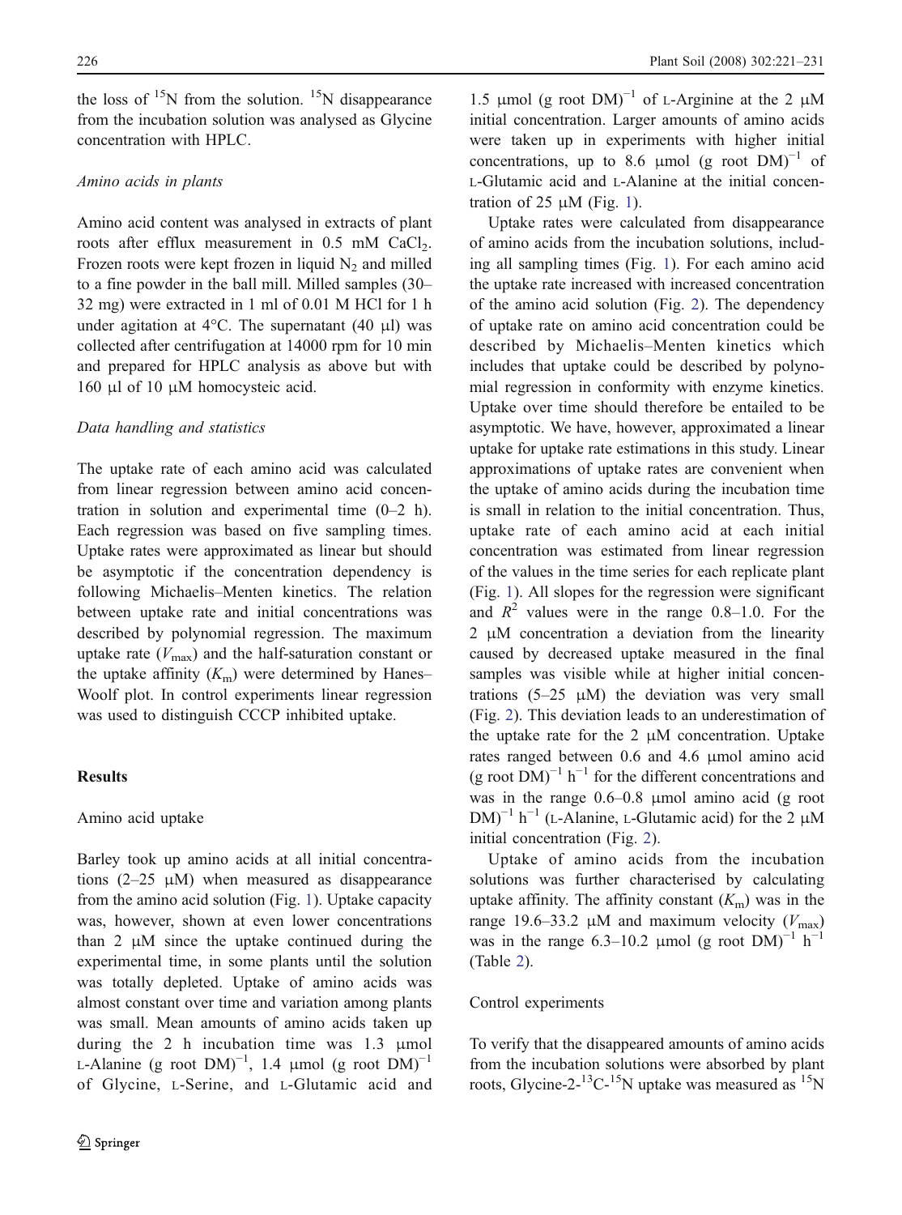the loss of $^{15}N$ from the solution. $^{15}N$ disappearance from the incubation solution was analysed as Glycine concentration with HPLC.

*Amino acids in plants*

Amino acid content was analysed in extracts of plant roots after efflux measurement in 0.5 mM $CaCl_2$. Frozen roots were kept frozen in liquid $N_2$ and milled to a fine powder in the ball mill. Milled samples (30–32 mg) were extracted in 1 ml of 0.01 M HCl for 1 h under agitation at 4°C. The supernatant (40 μl) was collected after centrifugation at 14000 rpm for 10 min and prepared for HPLC analysis as above but with 160 μl of 10 μM homocysteic acid.

*Data handling and statistics*

The uptake rate of each amino acid was calculated from linear regression between amino acid concentration in solution and experimental time (0–2 h). Each regression was based on five sampling times. Uptake rates were approximated as linear but should be asymptotic if the concentration dependency is following Michaelis–Menten kinetics. The relation between uptake rate and initial concentrations was described by polynomial regression. The maximum uptake rate ($V_{max}$) and the half-saturation constant or the uptake affinity ($K_m$) were determined by Hanes–Woolf plot. In control experiments linear regression was used to distinguish CCCP inhibited uptake.

## Results

Amino acid uptake

Barley took up amino acids at all initial concentrations (2–25 μM) when measured as disappearance from the amino acid solution (Fig. 1). Uptake capacity was, however, shown at even lower concentrations than 2 μM since the uptake continued during the experimental time, in some plants until the solution was totally depleted. Uptake of amino acids was almost constant over time and variation among plants was small. Mean amounts of amino acids taken up during the 2 h incubation time was 1.3 μmol L-Alanine (g root DM)$^{-1}$, 1.4 μmol (g root DM)$^{-1}$ of Glycine, L-Serine, and L-Glutamic acid and 1.5 μmol (g root DM)$^{-1}$ of L-Arginine at the 2 μM initial concentration. Larger amounts of amino acids were taken up in experiments with higher initial concentrations, up to 8.6 μmol (g root DM)$^{-1}$ of L-Glutamic acid and L-Alanine at the initial concentration of 25 μM (Fig. 1).

Uptake rates were calculated from disappearance of amino acids from the incubation solutions, including all sampling times (Fig. 1). For each amino acid the uptake rate increased with increased concentration of the amino acid solution (Fig. 2). The dependency of uptake rate on amino acid concentration could be described by Michaelis–Menten kinetics which includes that uptake could be described by polynomial regression in conformity with enzyme kinetics. Uptake over time should therefore be entailed to be asymptotic. We have, however, approximated a linear uptake for uptake rate estimations in this study. Linear approximations of uptake rates are convenient when the uptake of amino acids during the incubation time is small in relation to the initial concentration. Thus, uptake rate of each amino acid at each initial concentration was estimated from linear regression of the values in the time series for each replicate plant (Fig. 1). All slopes for the regression were significant and $R^2$ values were in the range 0.8–1.0. For the 2 μM concentration a deviation from the linearity caused by decreased uptake measured in the final samples was visible while at higher initial concentrations (5–25 μM) the deviation was very small (Fig. 2). This deviation leads to an underestimation of the uptake rate for the 2 μM concentration. Uptake rates ranged between 0.6 and 4.6 μmol amino acid (g root DM)$^{-1}$ h$^{-1}$ for the different concentrations and was in the range 0.6–0.8 μmol amino acid (g root DM)$^{-1}$ h$^{-1}$ (L-Alanine, L-Glutamic acid) for the 2 μM initial concentration (Fig. 2).

Uptake of amino acids from the incubation solutions was further characterised by calculating uptake affinity. The affinity constant ($K_m$) was in the range 19.6–33.2 μM and maximum velocity ($V_{max}$) was in the range 6.3–10.2 μmol (g root DM)$^{-1}$ h$^{-1}$ (Table 2).

Control experiments

To verify that the disappeared amounts of amino acids from the incubation solutions were absorbed by plant roots, Glycine-2-$^{13}C$-$^{15}N$ uptake was measured as $^{15}N$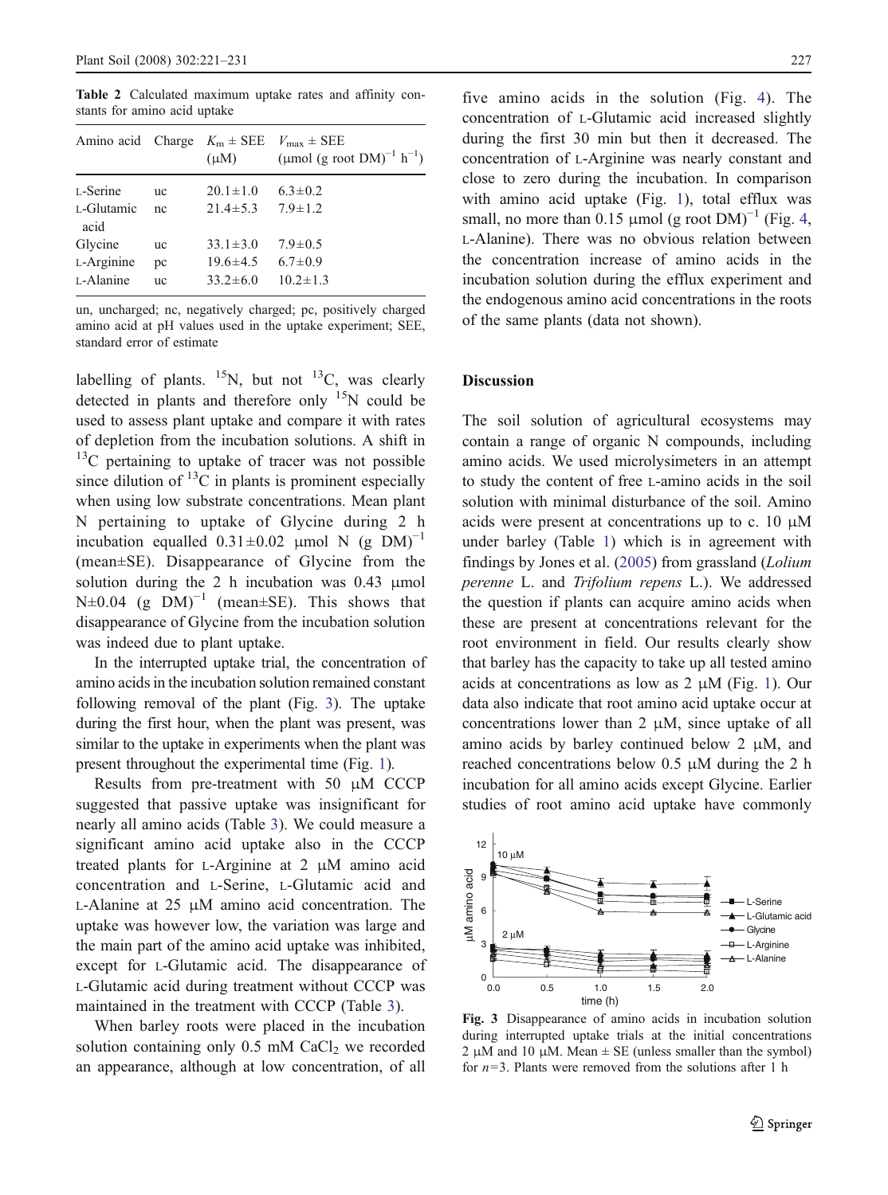**Table 2** Calculated maximum uptake rates and affinity constants for amino acid uptake

| Amino acid | Charge | $K_m \pm$ SEE (μM) | $V_{max} \pm$ SEE (μmol (g root DM)$^{-1}$ h$^{-1}$) |
|---|---|---|---|
| L-Serine | uc | 20.1±1.0 | 6.3±0.2 |
| L-Glutamic acid | nc | 21.4±5.3 | 7.9±1.2 |
| Glycine | uc | 33.1±3.0 | 7.9±0.5 |
| L-Arginine | pc | 19.6±4.5 | 6.7±0.9 |
| L-Alanine | uc | 33.2±6.0 | 10.2±1.3 |

un, uncharged; nc, negatively charged; pc, positively charged amino acid at pH values used in the uptake experiment; SEE, standard error of estimate

labelling of plants. $^{15}N$, but not $^{13}C$, was clearly detected in plants and therefore only $^{15}N$ could be used to assess plant uptake and compare it with rates of depletion from the incubation solutions. A shift in $^{13}C$ pertaining to uptake of tracer was not possible since dilution of $^{13}C$ in plants is prominent especially when using low substrate concentrations. Mean plant N pertaining to uptake of Glycine during 2 h incubation equalled 0.31±0.02 μmol N (g DM)$^{-1}$ (mean±SE). Disappearance of Glycine from the solution during the 2 h incubation was 0.43 μmol N±0.04 (g DM)$^{-1}$ (mean±SE). This shows that disappearance of Glycine from the incubation solution was indeed due to plant uptake.

In the interrupted uptake trial, the concentration of amino acids in the incubation solution remained constant following removal of the plant (Fig. 3). The uptake during the first hour, when the plant was present, was similar to the uptake in experiments when the plant was present throughout the experimental time (Fig. 1).

Results from pre-treatment with 50 μM CCCP suggested that passive uptake was insignificant for nearly all amino acids (Table 3). We could measure a significant amino acid uptake also in the CCCP treated plants for L-Arginine at 2 μM amino acid concentration and L-Serine, L-Glutamic acid and L-Alanine at 25 μM amino acid concentration. The uptake was however low, the variation was large and the main part of the amino acid uptake was inhibited, except for L-Glutamic acid. The disappearance of L-Glutamic acid during treatment without CCCP was maintained in the treatment with CCCP (Table 3).

When barley roots were placed in the incubation solution containing only 0.5 mM $CaCl_2$ we recorded an appearance, although at low concentration, of all five amino acids in the solution (Fig. 4). The concentration of L-Glutamic acid increased slightly during the first 30 min but then it decreased. The concentration of L-Arginine was nearly constant and close to zero during the incubation. In comparison with amino acid uptake (Fig. 1), total efflux was small, no more than 0.15 μmol (g root DM)$^{-1}$ (Fig. 4, L-Alanine). There was no obvious relation between the concentration increase of amino acids in the incubation solution during the efflux experiment and the endogenous amino acid concentrations in the roots of the same plants (data not shown).

## Discussion

The soil solution of agricultural ecosystems may contain a range of organic N compounds, including amino acids. We used microlysimeters in an attempt to study the content of free L-amino acids in the soil solution with minimal disturbance of the soil. Amino acids were present at concentrations up to c. 10 μM under barley (Table 1) which is in agreement with findings by Jones et al. (2005) from grassland (*Lolium perenne* L. and *Trifolium repens* L.). We addressed the question if plants can acquire amino acids when these are present at concentrations relevant for the root environment in field. Our results clearly show that barley has the capacity to take up all tested amino acids at concentrations as low as 2 μM (Fig. 1). Our data also indicate that root amino acid uptake occur at concentrations lower than 2 μM, since uptake of all amino acids by barley continued below 2 μM, and reached concentrations below 0.5 μM during the 2 h incubation for all amino acids except Glycine. Earlier studies of root amino acid uptake have commonly

**Fig. 3** Disappearance of amino acids in incubation solution during interrupted uptake trials at the initial concentrations 2 μM and 10 μM. Mean ± SE (unless smaller than the symbol) for $n$=3. Plants were removed from the solutions after 1 h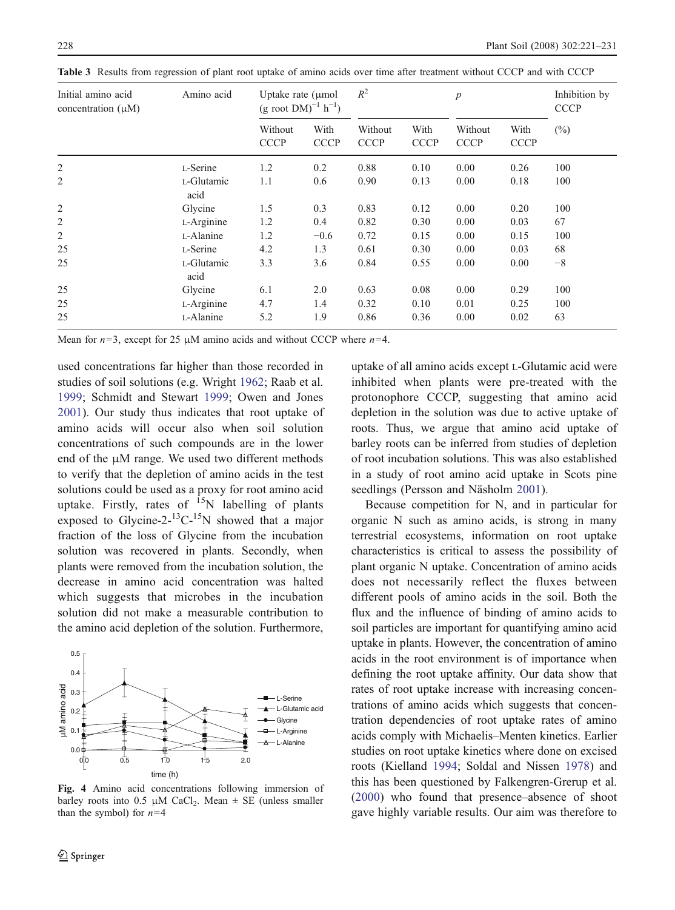**Table 3** Results from regression of plant root uptake of amino acids over time after treatment without CCCP and with CCCP

| Initial amino acid concentration (μM) | Amino acid | Uptake rate (μmol (g root DM)$^{-1}$ h$^{-1}$) | | $R^2$ | | $p$ | | Inhibition by CCCP |
|---|---|---|---|---|---|---|---|---|
| | | Without CCCP | With CCCP | Without CCCP | With CCCP | Without CCCP | With CCCP | (%) |
| 2 | L-Serine | 1.2 | 0.2 | 0.88 | 0.10 | 0.00 | 0.26 | 100 |
| 2 | L-Glutamic acid | 1.1 | 0.6 | 0.90 | 0.13 | 0.00 | 0.18 | 100 |
| 2 | Glycine | 1.5 | 0.3 | 0.83 | 0.12 | 0.00 | 0.20 | 100 |
| 2 | L-Arginine | 1.2 | 0.4 | 0.82 | 0.30 | 0.00 | 0.03 | 67 |
| 2 | L-Alanine | 1.2 | −0.6 | 0.72 | 0.15 | 0.00 | 0.15 | 100 |
| 25 | L-Serine | 4.2 | 1.3 | 0.61 | 0.30 | 0.00 | 0.03 | 68 |
| 25 | L-Glutamic acid | 3.3 | 3.6 | 0.84 | 0.55 | 0.00 | 0.00 | −8 |
| 25 | Glycine | 6.1 | 2.0 | 0.63 | 0.08 | 0.00 | 0.29 | 100 |
| 25 | L-Arginine | 4.7 | 1.4 | 0.32 | 0.10 | 0.01 | 0.25 | 100 |
| 25 | L-Alanine | 5.2 | 1.9 | 0.86 | 0.36 | 0.00 | 0.02 | 63 |

Mean for $n$=3, except for 25 μM amino acids and without CCCP where $n$=4.

used concentrations far higher than those recorded in studies of soil solutions (e.g. Wright 1962; Raab et al. 1999; Schmidt and Stewart 1999; Owen and Jones 2001). Our study thus indicates that root uptake of amino acids will occur also when soil solution concentrations of such compounds are in the lower end of the μM range. We used two different methods to verify that the depletion of amino acids in the test solutions could be used as a proxy for root amino acid uptake. Firstly, rates of $^{15}$N labelling of plants exposed to Glycine-2-$^{13}$C-$^{15}$N showed that a major fraction of the loss of Glycine from the incubation solution was recovered in plants. Secondly, when plants were removed from the incubation solution, the decrease in amino acid concentration was halted which suggests that microbes in the incubation solution did not make a measurable contribution to the amino acid depletion of the solution. Furthermore, uptake of all amino acids except L-Glutamic acid were inhibited when plants were pre-treated with the protonophore CCCP, suggesting that amino acid depletion in the solution was due to active uptake of roots. Thus, we argue that amino acid uptake of barley roots can be inferred from studies of depletion of root incubation solutions. This was also established in a study of root amino acid uptake in Scots pine seedlings (Persson and Näsholm 2001).

**Fig. 4** Amino acid concentrations following immersion of barley roots into 0.5 μM $CaCl_2$. Mean ± SE (unless smaller than the symbol) for $n$=4

Because competition for N, and in particular for organic N such as amino acids, is strong in many terrestrial ecosystems, information on root uptake characteristics is critical to assess the possibility of plant organic N uptake. Concentration of amino acids does not necessarily reflect the fluxes between different pools of amino acids in the soil. Both the flux and the influence of binding of amino acids to soil particles are important for quantifying amino acid uptake in plants. However, the concentration of amino acids in the root environment is of importance when defining the root uptake affinity. Our data show that rates of root uptake increase with increasing concentrations of amino acids which suggests that concentration dependencies of root uptake rates of amino acids comply with Michaelis–Menten kinetics. Earlier studies on root uptake kinetics where done on excised roots (Kielland 1994; Soldal and Nissen 1978) and this has been questioned by Falkengren-Grerup et al. (2000) who found that presence–absence of shoot gave highly variable results. Our aim was therefore to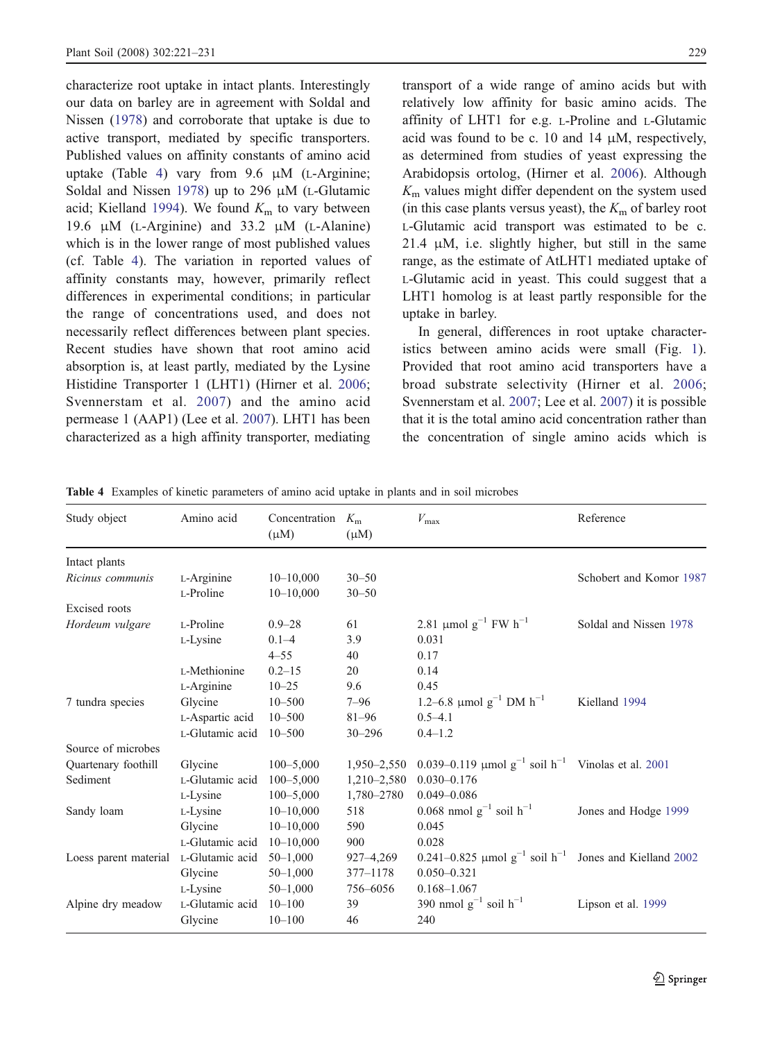characterize root uptake in intact plants. Interestingly our data on barley are in agreement with Soldal and Nissen (1978) and corroborate that uptake is due to active transport, mediated by specific transporters. Published values on affinity constants of amino acid uptake (Table 4) vary from 9.6 μM (L-Arginine; Soldal and Nissen 1978) up to 296 μM (L-Glutamic acid; Kielland 1994). We found $K_m$ to vary between 19.6 μM (L-Arginine) and 33.2 μM (L-Alanine) which is in the lower range of most published values (cf. Table 4). The variation in reported values of affinity constants may, however, primarily reflect differences in experimental conditions; in particular the range of concentrations used, and does not necessarily reflect differences between plant species. Recent studies have shown that root amino acid absorption is, at least partly, mediated by the Lysine Histidine Transporter 1 (LHT1) (Hirner et al. 2006; Svennerstam et al. 2007) and the amino acid permease 1 (AAP1) (Lee et al. 2007). LHT1 has been characterized as a high affinity transporter, mediating transport of a wide range of amino acids but with relatively low affinity for basic amino acids. The affinity of LHT1 for e.g. L-Proline and L-Glutamic acid was found to be c. 10 and 14 μM, respectively, as determined from studies of yeast expressing the Arabidopsis ortolog, (Hirner et al. 2006). Although $K_m$ values might differ dependent on the system used (in this case plants versus yeast), the $K_m$ of barley root L-Glutamic acid transport was estimated to be c. 21.4 μM, i.e. slightly higher, but still in the same range, as the estimate of AtLHT1 mediated uptake of L-Glutamic acid in yeast. This could suggest that a LHT1 homolog is at least partly responsible for the uptake in barley.

In general, differences in root uptake characteristics between amino acids were small (Fig. 1). Provided that root amino acid transporters have a broad substrate selectivity (Hirner et al. 2006; Svennerstam et al. 2007; Lee et al. 2007) it is possible that it is the total amino acid concentration rather than the concentration of single amino acids which is

**Table 4** Examples of kinetic parameters of amino acid uptake in plants and in soil microbes

| Study object | Amino acid | Concentration (μM) | $K_m$ (μM) | $V_{max}$ | Reference |
|---|---|---|---|---|---|
| Intact plants | | | | | |
| *Ricinus communis* | L-Arginine | 10–10,000 | 30–50 | | Schobert and Komor 1987 |
| | L-Proline | 10–10,000 | 30–50 | | |
| Excised roots | | | | | |
| *Hordeum vulgare* | L-Proline | 0.9–28 | 61 | 2.81 μmol $g^{-1}$ FW $h^{-1}$ | Soldal and Nissen 1978 |
| | L-Lysine | 0.1–4 | 3.9 | 0.031 | |
| | | 4–55 | 40 | 0.17 | |
| | L-Methionine | 0.2–15 | 20 | 0.14 | |
| | L-Arginine | 10–25 | 9.6 | 0.45 | |
| 7 tundra species | Glycine | 10–500 | 7–96 | 1.2–6.8 μmol $g^{-1}$ DM $h^{-1}$ | Kielland 1994 |
| | L-Aspartic acid | 10–500 | 81–96 | 0.5–4.1 | |
| | L-Glutamic acid | 10–500 | 30–296 | 0.4–1.2 | |
| Source of microbes | | | | | |
| Quartenary foothill | Glycine | 100–5,000 | 1,950–2,550 | 0.039–0.119 μmol $g^{-1}$ soil $h^{-1}$ | Vinolas et al. 2001 |
| Sediment | L-Glutamic acid | 100–5,000 | 1,210–2,580 | 0.030–0.176 | |
| | L-Lysine | 100–5,000 | 1,780–2780 | 0.049–0.086 | |
| Sandy loam | L-Lysine | 10–10,000 | 518 | 0.068 nmol $g^{-1}$ soil $h^{-1}$ | Jones and Hodge 1999 |
| | Glycine | 10–10,000 | 590 | 0.045 | |
| | L-Glutamic acid | 10–10,000 | 900 | 0.028 | |
| Loess parent material | L-Glutamic acid | 50–1,000 | 927–4,269 | 0.241–0.825 μmol $g^{-1}$ soil $h^{-1}$ | Jones and Kielland 2002 |
| | Glycine | 50–1,000 | 377–1178 | 0.050–0.321 | |
| | L-Lysine | 50–1,000 | 756–6056 | 0.168–1.067 | |
| Alpine dry meadow | L-Glutamic acid | 10–100 | 39 | 390 nmol $g^{-1}$ soil $h^{-1}$ | Lipson et al. 1999 |
| | Glycine | 10–100 | 46 | 240 | |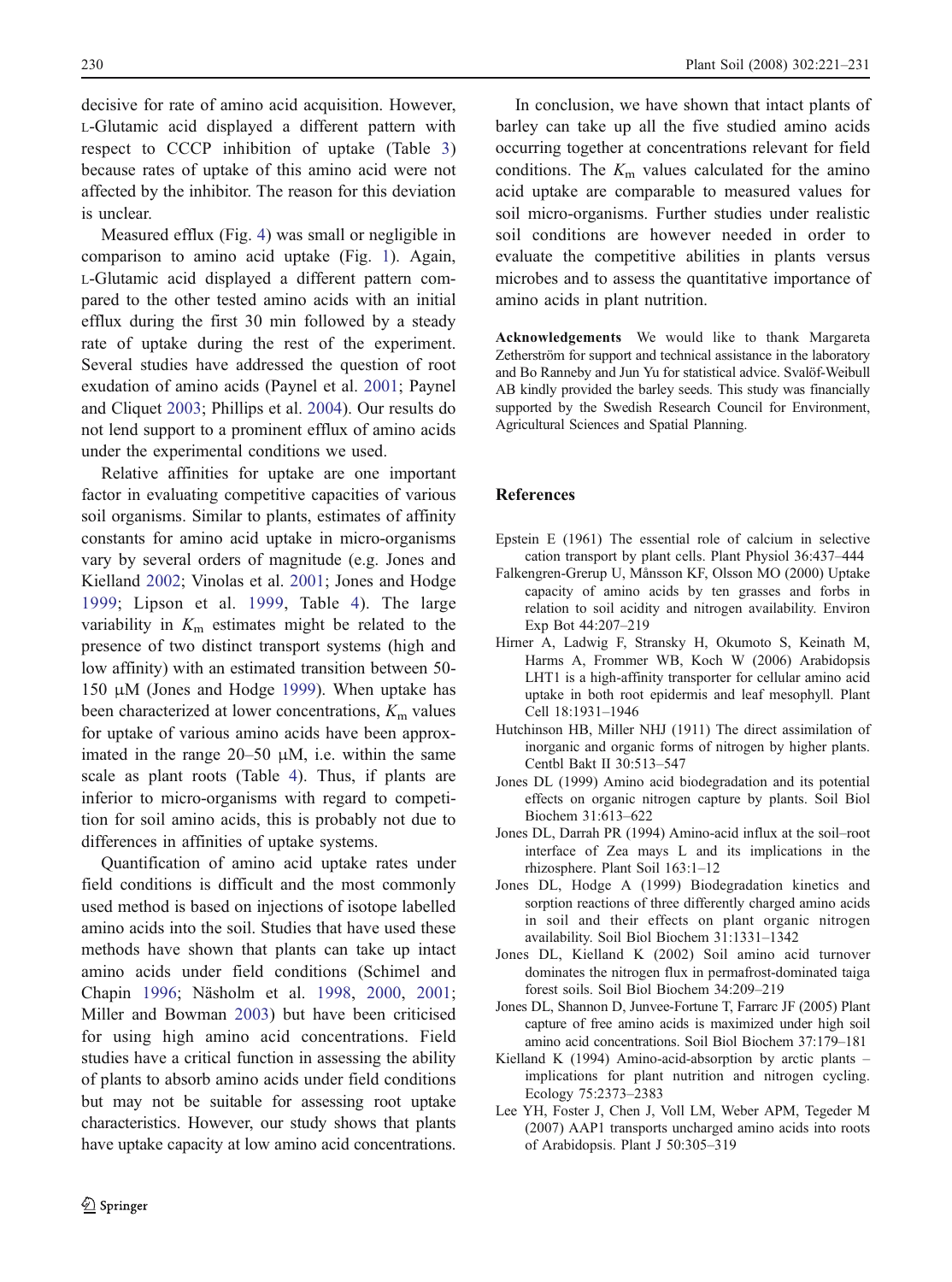decisive for rate of amino acid acquisition. However, L-Glutamic acid displayed a different pattern with respect to CCCP inhibition of uptake (Table 3) because rates of uptake of this amino acid were not affected by the inhibitor. The reason for this deviation is unclear.

Measured efflux (Fig. 4) was small or negligible in comparison to amino acid uptake (Fig. 1). Again, L-Glutamic acid displayed a different pattern compared to the other tested amino acids with an initial efflux during the first 30 min followed by a steady rate of uptake during the rest of the experiment. Several studies have addressed the question of root exudation of amino acids (Paynel et al. 2001; Paynel and Cliquet 2003; Phillips et al. 2004). Our results do not lend support to a prominent efflux of amino acids under the experimental conditions we used.

Relative affinities for uptake are one important factor in evaluating competitive capacities of various soil organisms. Similar to plants, estimates of affinity constants for amino acid uptake in micro-organisms vary by several orders of magnitude (e.g. Jones and Kielland 2002; Vinolas et al. 2001; Jones and Hodge 1999; Lipson et al. 1999, Table 4). The large variability in $K_m$ estimates might be related to the presence of two distinct transport systems (high and low affinity) with an estimated transition between 50-150 μM (Jones and Hodge 1999). When uptake has been characterized at lower concentrations, $K_m$ values for uptake of various amino acids have been approximated in the range 20–50 μM, i.e. within the same scale as plant roots (Table 4). Thus, if plants are inferior to micro-organisms with regard to competition for soil amino acids, this is probably not due to differences in affinities of uptake systems.

Quantification of amino acid uptake rates under field conditions is difficult and the most commonly used method is based on injections of isotope labelled amino acids into the soil. Studies that have used these methods have shown that plants can take up intact amino acids under field conditions (Schimel and Chapin 1996; Näsholm et al. 1998, 2000, 2001; Miller and Bowman 2003) but have been criticised for using high amino acid concentrations. Field studies have a critical function in assessing the ability of plants to absorb amino acids under field conditions but may not be suitable for assessing root uptake characteristics. However, our study shows that plants have uptake capacity at low amino acid concentrations.

In conclusion, we have shown that intact plants of barley can take up all the five studied amino acids occurring together at concentrations relevant for field conditions. The $K_m$ values calculated for the amino acid uptake are comparable to measured values for soil micro-organisms. Further studies under realistic soil conditions are however needed in order to evaluate the competitive abilities in plants versus microbes and to assess the quantitative importance of amino acids in plant nutrition.

**Acknowledgements** We would like to thank Margareta Zetherström for support and technical assistance in the laboratory and Bo Ranneby and Jun Yu for statistical advice. Svalöf-Weibull AB kindly provided the barley seeds. This study was financially supported by the Swedish Research Council for Environment, Agricultural Sciences and Spatial Planning.

## References

Epstein E (1961) The essential role of calcium in selective cation transport by plant cells. Plant Physiol 36:437–444

Falkengren-Grerup U, Månsson KF, Olsson MO (2000) Uptake capacity of amino acids by ten grasses and forbs in relation to soil acidity and nitrogen availability. Environ Exp Bot 44:207–219

Hirner A, Ladwig F, Stransky H, Okumoto S, Keinath M, Harms A, Frommer WB, Koch W (2006) Arabidopsis LHT1 is a high-affinity transporter for cellular amino acid uptake in both root epidermis and leaf mesophyll. Plant Cell 18:1931–1946

Hutchinson HB, Miller NHJ (1911) The direct assimilation of inorganic and organic forms of nitrogen by higher plants. Centbl Bakt II 30:513–547

Jones DL (1999) Amino acid biodegradation and its potential effects on organic nitrogen capture by plants. Soil Biol Biochem 31:613–622

Jones DL, Darrah PR (1994) Amino-acid influx at the soil–root interface of Zea mays L and its implications in the rhizosphere. Plant Soil 163:1–12

Jones DL, Hodge A (1999) Biodegradation kinetics and sorption reactions of three differently charged amino acids in soil and their effects on plant organic nitrogen availability. Soil Biol Biochem 31:1331–1342

Jones DL, Kielland K (2002) Soil amino acid turnover dominates the nitrogen flux in permafrost-dominated taiga forest soils. Soil Biol Biochem 34:209–219

Jones DL, Shannon D, Junvee-Fortune T, Farrarc JF (2005) Plant capture of free amino acids is maximized under high soil amino acid concentrations. Soil Biol Biochem 37:179–181

Kielland K (1994) Amino-acid-absorption by arctic plants – implications for plant nutrition and nitrogen cycling. Ecology 75:2373–2383

Lee YH, Foster J, Chen J, Voll LM, Weber APM, Tegeder M (2007) AAP1 transports uncharged amino acids into roots of Arabidopsis. Plant J 50:305–319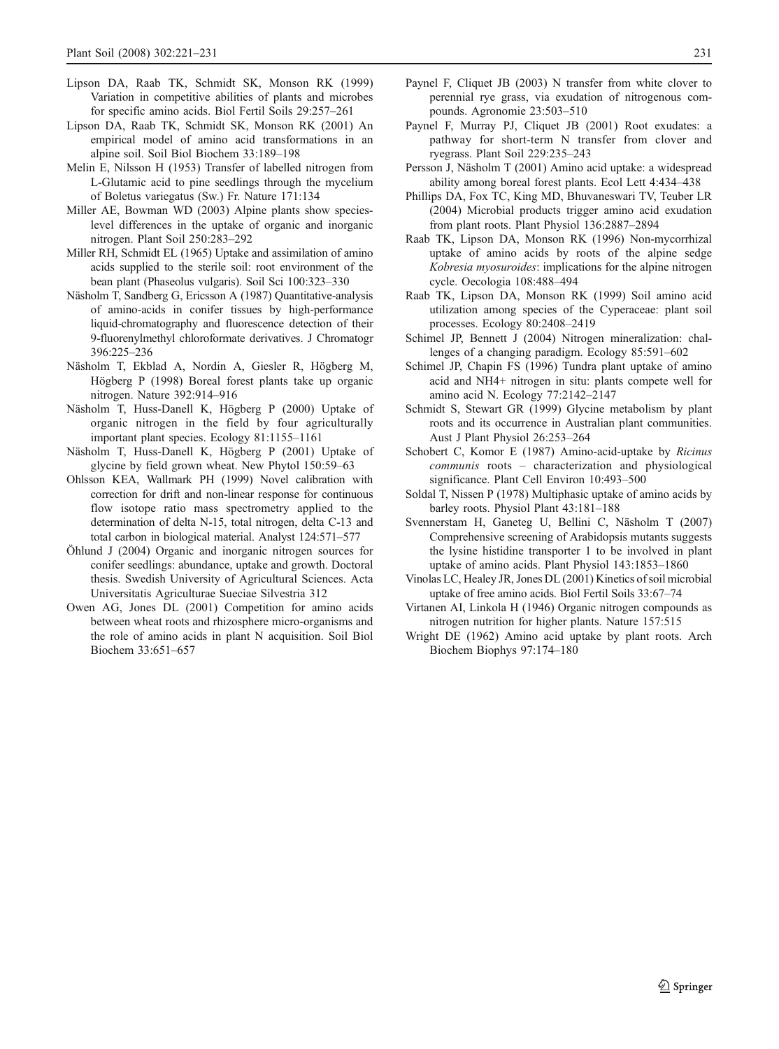Lipson DA, Raab TK, Schmidt SK, Monson RK (1999) Variation in competitive abilities of plants and microbes for specific amino acids. Biol Fertil Soils 29:257–261

Lipson DA, Raab TK, Schmidt SK, Monson RK (2001) An empirical model of amino acid transformations in an alpine soil. Soil Biol Biochem 33:189–198

Melin E, Nilsson H (1953) Transfer of labelled nitrogen from L-Glutamic acid to pine seedlings through the mycelium of Boletus variegatus (Sw.) Fr. Nature 171:134

Miller AE, Bowman WD (2003) Alpine plants show species-level differences in the uptake of organic and inorganic nitrogen. Plant Soil 250:283–292

Miller RH, Schmidt EL (1965) Uptake and assimilation of amino acids supplied to the sterile soil: root environment of the bean plant (Phaseolus vulgaris). Soil Sci 100:323–330

Näsholm T, Sandberg G, Ericsson A (1987) Quantitative-analysis of amino-acids in conifer tissues by high-performance liquid-chromatography and fluorescence detection of their 9-fluorenylmethyl chloroformate derivatives. J Chromatogr 396:225–236

Näsholm T, Ekblad A, Nordin A, Giesler R, Högberg M, Högberg P (1998) Boreal forest plants take up organic nitrogen. Nature 392:914–916

Näsholm T, Huss-Danell K, Högberg P (2000) Uptake of organic nitrogen in the field by four agriculturally important plant species. Ecology 81:1155–1161

Näsholm T, Huss-Danell K, Högberg P (2001) Uptake of glycine by field grown wheat. New Phytol 150:59–63

Ohlsson KEA, Wallmark PH (1999) Novel calibration with correction for drift and non-linear response for continuous flow isotope ratio mass spectrometry applied to the determination of delta N-15, total nitrogen, delta C-13 and total carbon in biological material. Analyst 124:571–577

Öhlund J (2004) Organic and inorganic nitrogen sources for conifer seedlings: abundance, uptake and growth. Doctoral thesis. Swedish University of Agricultural Sciences. Acta Universitatis Agriculturae Sueciae Silvestria 312

Owen AG, Jones DL (2001) Competition for amino acids between wheat roots and rhizosphere micro-organisms and the role of amino acids in plant N acquisition. Soil Biol Biochem 33:651–657

Paynel F, Cliquet JB (2003) N transfer from white clover to perennial rye grass, via exudation of nitrogenous compounds. Agronomie 23:503–510

Paynel F, Murray PJ, Cliquet JB (2001) Root exudates: a pathway for short-term N transfer from clover and ryegrass. Plant Soil 229:235–243

Persson J, Näsholm T (2001) Amino acid uptake: a widespread ability among boreal forest plants. Ecol Lett 4:434–438

Phillips DA, Fox TC, King MD, Bhuvaneswari TV, Teuber LR (2004) Microbial products trigger amino acid exudation from plant roots. Plant Physiol 136:2887–2894

Raab TK, Lipson DA, Monson RK (1996) Non-mycorrhizal uptake of amino acids by roots of the alpine sedge *Kobresia myosuroides*: implications for the alpine nitrogen cycle. Oecologia 108:488–494

Raab TK, Lipson DA, Monson RK (1999) Soil amino acid utilization among species of the Cyperaceae: plant soil processes. Ecology 80:2408–2419

Schimel JP, Bennett J (2004) Nitrogen mineralization: challenges of a changing paradigm. Ecology 85:591–602

Schimel JP, Chapin FS (1996) Tundra plant uptake of amino acid and NH4+ nitrogen in situ: plants compete well for amino acid N. Ecology 77:2142–2147

Schmidt S, Stewart GR (1999) Glycine metabolism by plant roots and its occurrence in Australian plant communities. Aust J Plant Physiol 26:253–264

Schobert C, Komor E (1987) Amino-acid-uptake by *Ricinus communis* roots – characterization and physiological significance. Plant Cell Environ 10:493–500

Soldal T, Nissen P (1978) Multiphasic uptake of amino acids by barley roots. Physiol Plant 43:181–188

Svennerstam H, Ganeteg U, Bellini C, Näsholm T (2007) Comprehensive screening of Arabidopsis mutants suggests the lysine histidine transporter 1 to be involved in plant uptake of amino acids. Plant Physiol 143:1853–1860

Vinolas LC, Healey JR, Jones DL (2001) Kinetics of soil microbial uptake of free amino acids. Biol Fertil Soils 33:67–74

Virtanen AI, Linkola H (1946) Organic nitrogen compounds as nitrogen nutrition for higher plants. Nature 157:515

Wright DE (1962) Amino acid uptake by plant roots. Arch Biochem Biophys 97:174–180